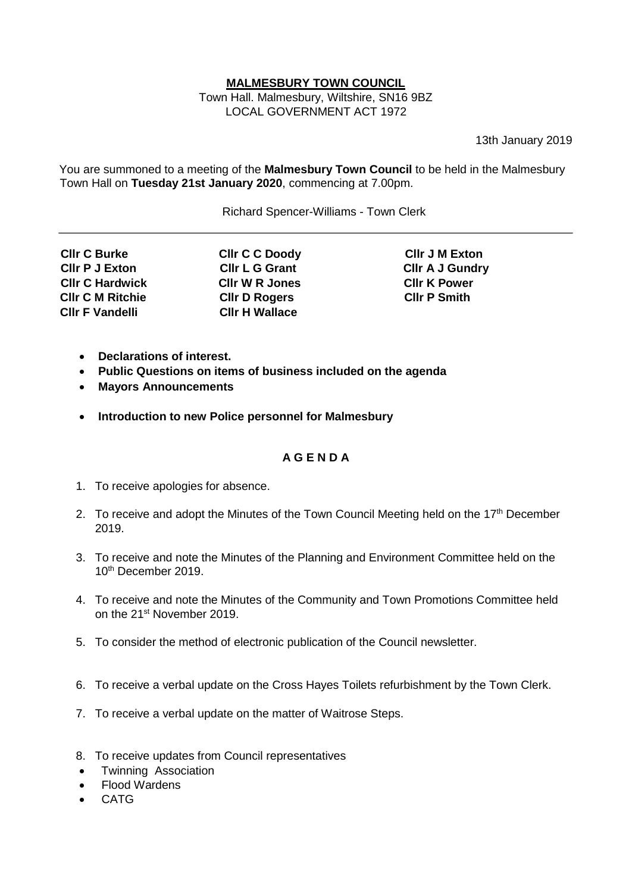**MALMESBURY TOWN COUNCIL**

Town Hall. Malmesbury, Wiltshire, SN16 9BZ
LOCAL GOVERNMENT ACT 1972

13th January 2019

You are summoned to a meeting of the **Malmesbury Town Council** to be held in the Malmesbury Town Hall on **Tuesday 21st January 2020**, commencing at 7.00pm.

Richard Spencer-Williams - Town Clerk

---

| | | |
|---|---|---|
| **Cllr C Burke** | **Cllr C C Doody** | **Cllr J M Exton** |
| **Cllr P J Exton** | **Cllr L G Grant** | **Cllr A J Gundry** |
| **Cllr C Hardwick** | **Cllr W R Jones** | **Cllr K Power** |
| **Cllr C M Ritchie** | **Cllr D Rogers** | **Cllr P Smith** |
| **Cllr F Vandelli** | **Cllr H Wallace** | |

- **Declarations of interest.**
- **Public Questions on items of business included on the agenda**
- **Mayors Announcements**
- **Introduction to new Police personnel for Malmesbury**

**A G E N D A**

1. To receive apologies for absence.
2. To receive and adopt the Minutes of the Town Council Meeting held on the 17th December 2019.
3. To receive and note the Minutes of the Planning and Environment Committee held on the 10th December 2019.
4. To receive and note the Minutes of the Community and Town Promotions Committee held on the 21st November 2019.
5. To consider the method of electronic publication of the Council newsletter.
6. To receive a verbal update on the Cross Hayes Toilets refurbishment by the Town Clerk.
7. To receive a verbal update on the matter of Waitrose Steps.
8. To receive updates from Council representatives
   - Twinning Association
   - Flood Wardens
   - CATG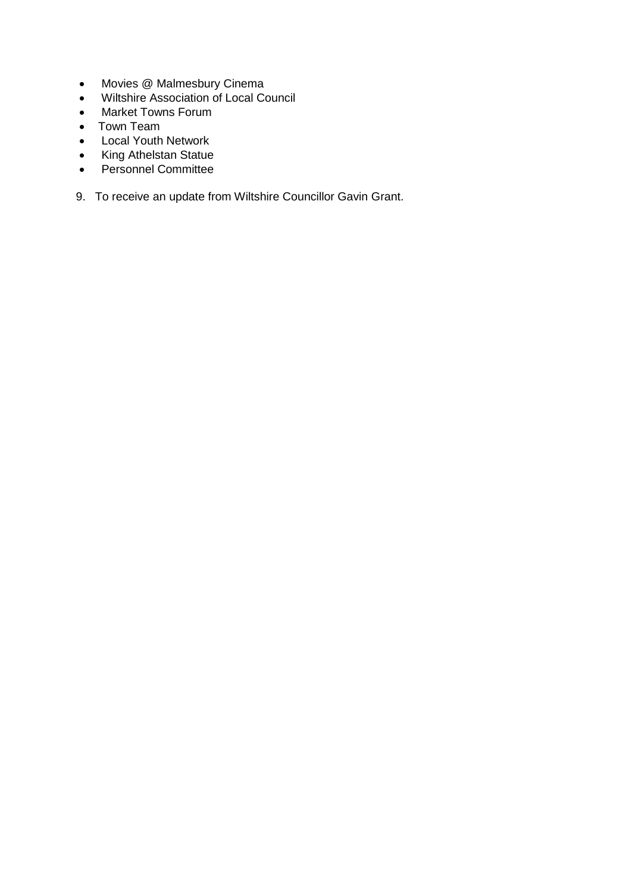- Movies @ Malmesbury Cinema
- Wiltshire Association of Local Council
- Market Towns Forum
- Town Team
- Local Youth Network
- King Athelstan Statue
- Personnel Committee

9. To receive an update from Wiltshire Councillor Gavin Grant.